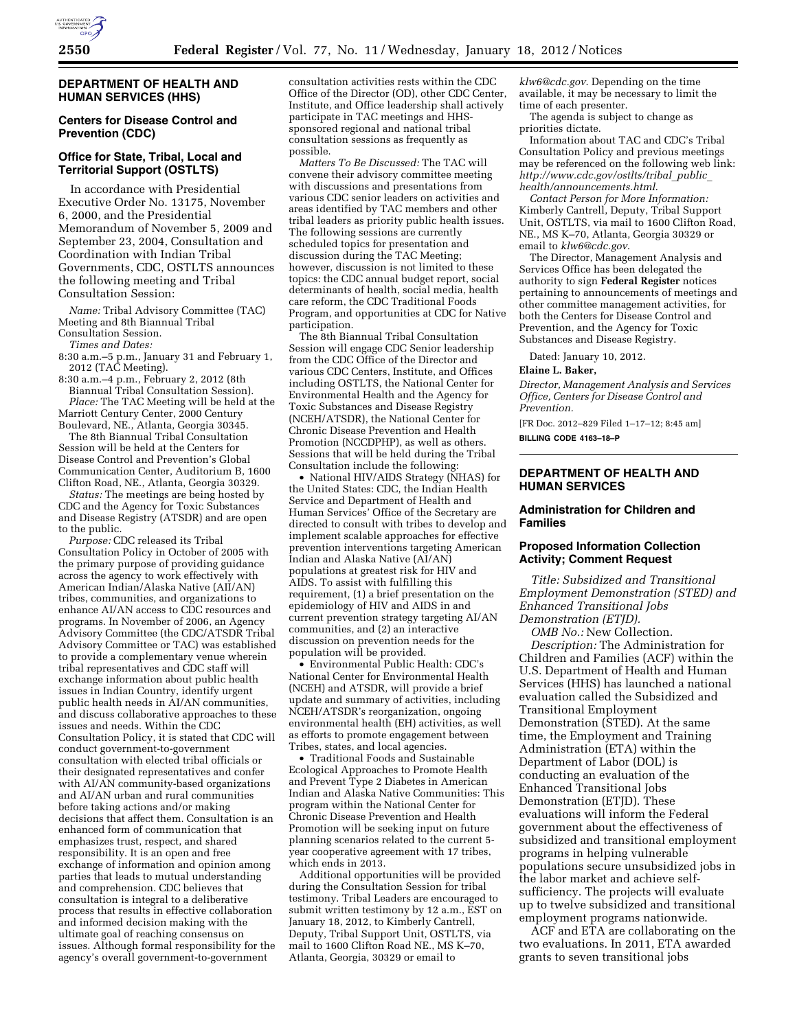## DEPARTMENT OF HEALTH AND HUMAN SERVICES (HHS)

### Centers for Disease Control and Prevention (CDC)

### Office for State, Tribal, Local and Territorial Support (OSTLTS)

In accordance with Presidential Executive Order No. 13175, November 6, 2000, and the Presidential Memorandum of November 5, 2009 and September 23, 2004, Consultation and Coordination with Indian Tribal Governments, CDC, OSTLTS announces the following meeting and Tribal Consultation Session:

*Name:* Tribal Advisory Committee (TAC) Meeting and 8th Biannual Tribal Consultation Session.

*Times and Dates:*

8:30 a.m.–5 p.m., January 31 and February 1, 2012 (TAC Meeting).

8:30 a.m.–4 p.m., February 2, 2012 (8th Biannual Tribal Consultation Session).

*Place:* The TAC Meeting will be held at the Marriott Century Center, 2000 Century Boulevard, NE., Atlanta, Georgia 30345.

The 8th Biannual Tribal Consultation Session will be held at the Centers for Disease Control and Prevention's Global Communication Center, Auditorium B, 1600 Clifton Road, NE., Atlanta, Georgia 30329.

*Status:* The meetings are being hosted by CDC and the Agency for Toxic Substances and Disease Registry (ATSDR) and are open to the public.

*Purpose:* CDC released its Tribal Consultation Policy in October of 2005 with the primary purpose of providing guidance across the agency to work effectively with American Indian/Alaska Native (AII/AN) tribes, communities, and organizations to enhance AI/AN access to CDC resources and programs. In November of 2006, an Agency Advisory Committee (the CDC/ATSDR Tribal Advisory Committee or TAC) was established to provide a complementary venue wherein tribal representatives and CDC staff will exchange information about public health issues in Indian Country, identify urgent public health needs in AI/AN communities, and discuss collaborative approaches to these issues and needs. Within the CDC Consultation Policy, it is stated that CDC will conduct government-to-government consultation with elected tribal officials or their designated representatives and confer with AI/AN community-based organizations and AI/AN urban and rural communities before taking actions and/or making decisions that affect them. Consultation is an enhanced form of communication that emphasizes trust, respect, and shared responsibility. It is an open and free exchange of information and opinion among parties that leads to mutual understanding and comprehension. CDC believes that consultation is integral to a deliberative process that results in effective collaboration and informed decision making with the ultimate goal of reaching consensus on issues. Although formal responsibility for the agency's overall government-to-government consultation activities rests within the CDC Office of the Director (OD), other CDC Center, Institute, and Office leadership shall actively participate in TAC meetings and HHS-sponsored regional and national tribal consultation sessions as frequently as possible.

*Matters To Be Discussed:* The TAC will convene their advisory committee meeting with discussions and presentations from various CDC senior leaders on activities and areas identified by TAC members and other tribal leaders as priority public health issues. The following sessions are currently scheduled topics for presentation and discussion during the TAC Meeting; however, discussion is not limited to these topics: the CDC annual budget report, social determinants of health, social media, health care reform, the CDC Traditional Foods Program, and opportunities at CDC for Native participation.

The 8th Biannual Tribal Consultation Session will engage CDC Senior leadership from the CDC Office of the Director and various CDC Centers, Institute, and Offices including OSTLTS, the National Center for Environmental Health and the Agency for Toxic Substances and Disease Registry (NCEH/ATSDR), the National Center for Chronic Disease Prevention and Health Promotion (NCCDPHP), as well as others. Sessions that will be held during the Tribal Consultation include the following:

- National HIV/AIDS Strategy (NHAS) for the United States: CDC, the Indian Health Service and Department of Health and Human Services' Office of the Secretary are directed to consult with tribes to develop and implement scalable approaches for effective prevention interventions targeting American Indian and Alaska Native (AI/AN) populations at greatest risk for HIV and AIDS. To assist with fulfilling this requirement, (1) a brief presentation on the epidemiology of HIV and AIDS in and current prevention strategy targeting AI/AN communities, and (2) an interactive discussion on prevention needs for the population will be provided.
- Environmental Public Health: CDC's National Center for Environmental Health (NCEH) and ATSDR, will provide a brief update and summary of activities, including NCEH/ATSDR's reorganization, ongoing environmental health (EH) activities, as well as efforts to promote engagement between Tribes, states, and local agencies.
- Traditional Foods and Sustainable Ecological Approaches to Promote Health and Prevent Type 2 Diabetes in American Indian and Alaska Native Communities: This program within the National Center for Chronic Disease Prevention and Health Promotion will be seeking input on future planning scenarios related to the current 5-year cooperative agreement with 17 tribes, which ends in 2013.

Additional opportunities will be provided during the Consultation Session for tribal testimony. Tribal Leaders are encouraged to submit written testimony by 12 a.m., EST on January 18, 2012, to Kimberly Cantrell, Deputy, Tribal Support Unit, OSTLTS, via mail to 1600 Clifton Road NE., MS K–70, Atlanta, Georgia, 30329 or email to *klw6@cdc.gov.* Depending on the time available, it may be necessary to limit the time of each presenter.

The agenda is subject to change as priorities dictate.

Information about TAC and CDC's Tribal Consultation Policy and previous meetings may be referenced on the following web link: *http://www.cdc.gov/ostlts/tribal_public_health/announcements.html*.

*Contact Person for More Information:* Kimberly Cantrell, Deputy, Tribal Support Unit, OSTLTS, via mail to 1600 Clifton Road, NE., MS K–70, Atlanta, Georgia 30329 or email to *klw6@cdc.gov*.

The Director, Management Analysis and Services Office has been delegated the authority to sign **Federal Register** notices pertaining to announcements of meetings and other committee management activities, for both the Centers for Disease Control and Prevention, and the Agency for Toxic Substances and Disease Registry.

Dated: January 10, 2012.

**Elaine L. Baker,**

*Director, Management Analysis and Services Office, Centers for Disease Control and Prevention.*

[FR Doc. 2012–829 Filed 1–17–12; 8:45 am]

**BILLING CODE 4163–18–P**

## DEPARTMENT OF HEALTH AND HUMAN SERVICES

### Administration for Children and Families

### Proposed Information Collection Activity; Comment Request

*Title: Subsidized and Transitional Employment Demonstration (STED) and Enhanced Transitional Jobs Demonstration (ETJD).*

*OMB No.:* New Collection.

*Description:* The Administration for Children and Families (ACF) within the U.S. Department of Health and Human Services (HHS) has launched a national evaluation called the Subsidized and Transitional Employment Demonstration (STED). At the same time, the Employment and Training Administration (ETA) within the Department of Labor (DOL) is conducting an evaluation of the Enhanced Transitional Jobs Demonstration (ETJD). These evaluations will inform the Federal government about the effectiveness of subsidized and transitional employment programs in helping vulnerable populations secure unsubsidized jobs in the labor market and achieve self-sufficiency. The projects will evaluate up to twelve subsidized and transitional employment programs nationwide.

ACF and ETA are collaborating on the two evaluations. In 2011, ETA awarded grants to seven transitional jobs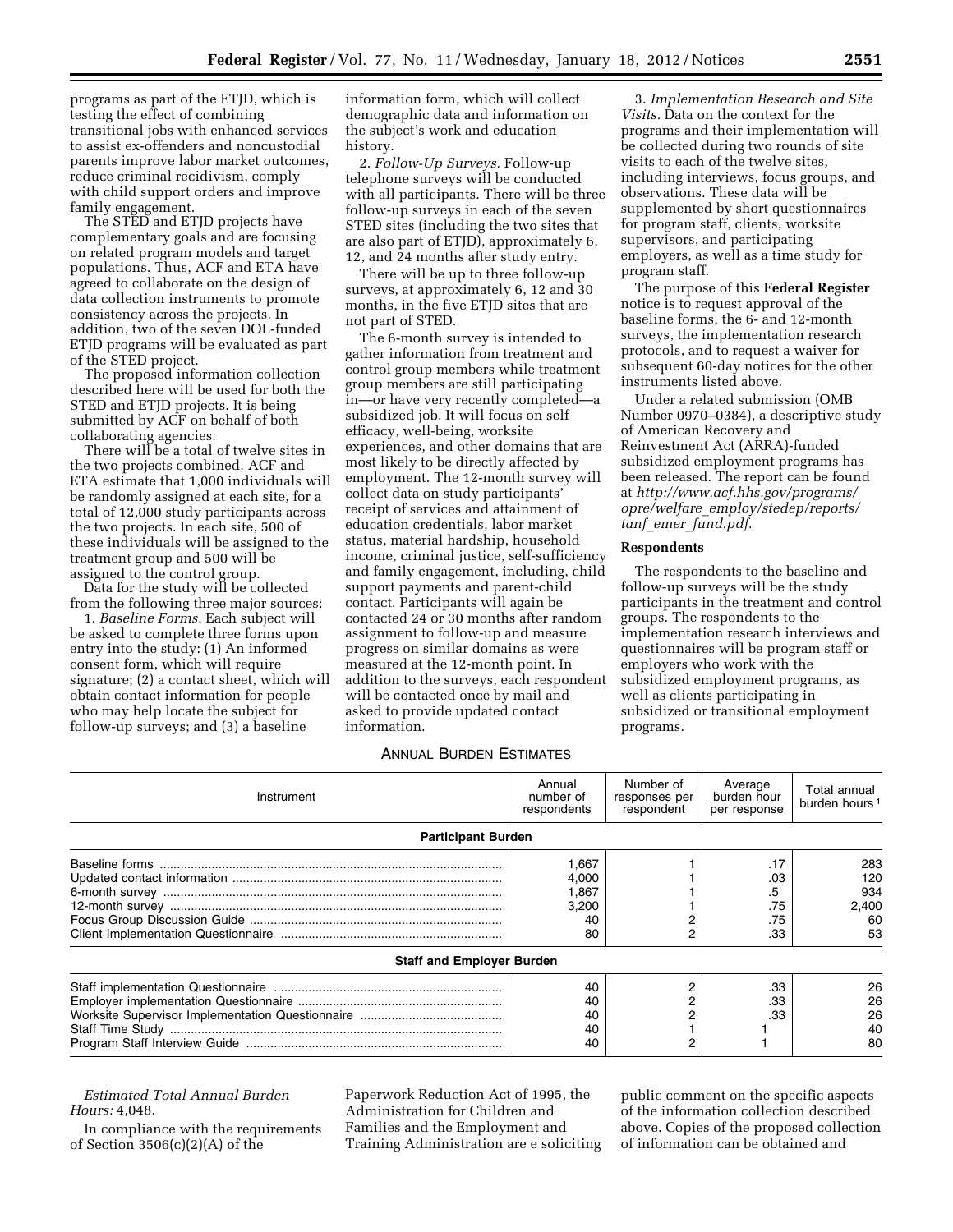programs as part of the ETJD, which is testing the effect of combining transitional jobs with enhanced services to assist ex-offenders and noncustodial parents improve labor market outcomes, reduce criminal recidivism, comply with child support orders and improve family engagement.

The STED and ETJD projects have complementary goals and are focusing on related program models and target populations. Thus, ACF and ETA have agreed to collaborate on the design of data collection instruments to promote consistency across the projects. In addition, two of the seven DOL-funded ETJD programs will be evaluated as part of the STED project.

The proposed information collection described here will be used for both the STED and ETJD projects. It is being submitted by ACF on behalf of both collaborating agencies.

There will be a total of twelve sites in the two projects combined. ACF and ETA estimate that 1,000 individuals will be randomly assigned at each site, for a total of 12,000 study participants across the two projects. In each site, 500 of these individuals will be assigned to the treatment group and 500 will be assigned to the control group.

Data for the study will be collected from the following three major sources:

1. *Baseline Forms.* Each subject will be asked to complete three forms upon entry into the study: (1) An informed consent form, which will require signature; (2) a contact sheet, which will obtain contact information for people who may help locate the subject for follow-up surveys; and (3) a baseline information form, which will collect demographic data and information on the subject's work and education history.

2. *Follow-Up Surveys.* Follow-up telephone surveys will be conducted with all participants. There will be three follow-up surveys in each of the seven STED sites (including the two sites that are also part of ETJD), approximately 6, 12, and 24 months after study entry.

There will be up to three follow-up surveys, at approximately 6, 12 and 30 months, in the five ETJD sites that are not part of STED.

The 6-month survey is intended to gather information from treatment and control group members while treatment group members are still participating in—or have very recently completed—a subsidized job. It will focus on self efficacy, well-being, worksite experiences, and other domains that are most likely to be directly affected by employment. The 12-month survey will collect data on study participants' receipt of services and attainment of education credentials, labor market status, material hardship, household income, criminal justice, self-sufficiency and family engagement, including, child support payments and parent-child contact. Participants will again be contacted 24 or 30 months after random assignment to follow-up and measure progress on similar domains as were measured at the 12-month point. In addition to the surveys, each respondent will be contacted once by mail and asked to provide updated contact information.

3. *Implementation Research and Site Visits.* Data on the context for the programs and their implementation will be collected during two rounds of site visits to each of the twelve sites, including interviews, focus groups, and observations. These data will be supplemented by short questionnaires for program staff, clients, worksite supervisors, and participating employers, as well as a time study for program staff.

The purpose of this **Federal Register** notice is to request approval of the baseline forms, the 6- and 12-month surveys, the implementation research protocols, and to request a waiver for subsequent 60-day notices for the other instruments listed above.

Under a related submission (OMB Number 0970–0384), a descriptive study of American Recovery and Reinvestment Act (ARRA)-funded subsidized employment programs has been released. The report can be found at *http://www.acf.hhs.gov/programs/opre/welfare_employ/stedep/reports/tanf_emer_fund.pdf.*

### Respondents

The respondents to the baseline and follow-up surveys will be the study participants in the treatment and control groups. The respondents to the implementation research interviews and questionnaires will be program staff or employers who work with the subsidized employment programs, as well as clients participating in subsidized or transitional employment programs.

ANNUAL BURDEN ESTIMATES

| Instrument | Annual number of respondents | Number of responses per respondent | Average burden hour per response | Total annual burden hours [1] |
|---|---|---|---|---|
| **Participant Burden** | | | | |
| Baseline forms | 1,667 | 1 | .17 | 283 |
| Updated contact information | 4,000 | 1 | .03 | 120 |
| 6-month survey | 1,867 | 1 | .5 | 934 |
| 12-month survey | 3,200 | 1 | .75 | 2,400 |
| Focus Group Discussion Guide | 40 | 2 | .75 | 60 |
| Client Implementation Questionnaire | 80 | 2 | .33 | 53 |
| **Staff and Employer Burden** | | | | |
| Staff implementation Questionnaire | 40 | 2 | .33 | 26 |
| Employer implementation Questionnaire | 40 | 2 | .33 | 26 |
| Worksite Supervisor Implementation Questionnaire | 40 | 2 | .33 | 26 |
| Staff Time Study | 40 | 1 | 1 | 40 |
| Program Staff Interview Guide | 40 | 2 | 1 | 80 |

*Estimated Total Annual Burden Hours:* 4,048.

In compliance with the requirements of Section 3506(c)(2)(A) of the Paperwork Reduction Act of 1995, the Administration for Children and Families and the Employment and Training Administration are e soliciting public comment on the specific aspects of the information collection described above. Copies of the proposed collection of information can be obtained and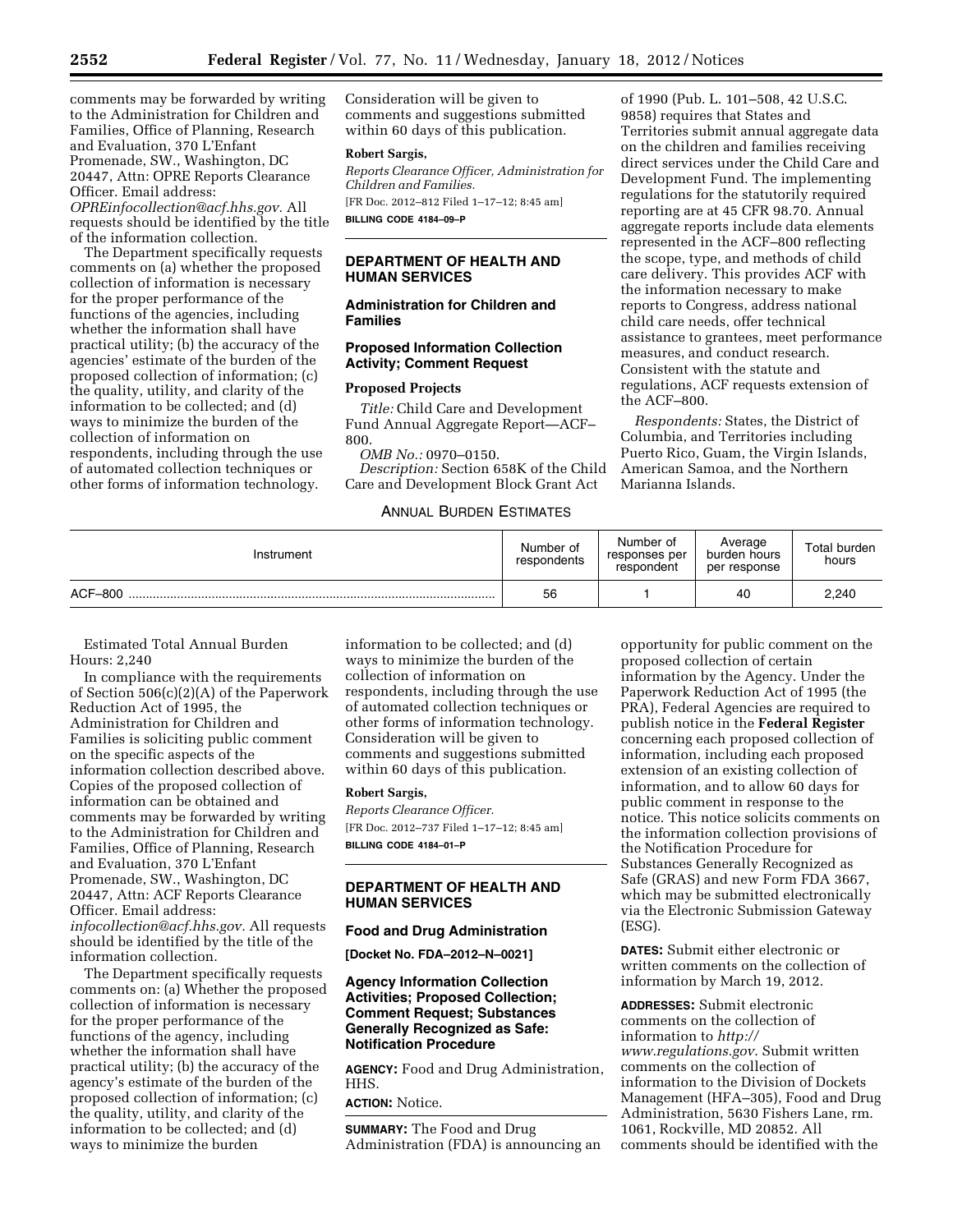comments may be forwarded by writing to the Administration for Children and Families, Office of Planning, Research and Evaluation, 370 L'Enfant Promenade, SW., Washington, DC 20447, Attn: OPRE Reports Clearance Officer. Email address: *OPREinfocollection@acf.hhs.gov.* All requests should be identified by the title of the information collection.

The Department specifically requests comments on (a) whether the proposed collection of information is necessary for the proper performance of the functions of the agencies, including whether the information shall have practical utility; (b) the accuracy of the agencies' estimate of the burden of the proposed collection of information; (c) the quality, utility, and clarity of the information to be collected; and (d) ways to minimize the burden of the collection of information on respondents, including through the use of automated collection techniques or other forms of information technology. Consideration will be given to comments and suggestions submitted within 60 days of this publication.

**Robert Sargis,**

*Reports Clearance Officer, Administration for Children and Families.*

[FR Doc. 2012–812 Filed 1–17–12; 8:45 am]

**BILLING CODE 4184–09–P**

## DEPARTMENT OF HEALTH AND HUMAN SERVICES

### Administration for Children and Families

### Proposed Information Collection Activity; Comment Request

**Proposed Projects**

*Title:* Child Care and Development Fund Annual Aggregate Report—ACF–800.

*OMB No.:* 0970–0150.

*Description:* Section 658K of the Child Care and Development Block Grant Act of 1990 (Pub. L. 101–508, 42 U.S.C. 9858) requires that States and Territories submit annual aggregate data on the children and families receiving direct services under the Child Care and Development Fund. The implementing regulations for the statutorily required reporting are at 45 CFR 98.70. Annual aggregate reports include data elements represented in the ACF–800 reflecting the scope, type, and methods of child care delivery. This provides ACF with the information necessary to make reports to Congress, address national child care needs, offer technical assistance to grantees, meet performance measures, and conduct research. Consistent with the statute and regulations, ACF requests extension of the ACF–800.

*Respondents:* States, the District of Columbia, and Territories including Puerto Rico, Guam, the Virgin Islands, American Samoa, and the Northern Marianna Islands.

ANNUAL BURDEN ESTIMATES

| Instrument | Number of respondents | Number of responses per respondent | Average burden hours per response | Total burden hours |
|---|---|---|---|---|
| ACF–800 | 56 | 1 | 40 | 2,240 |

Estimated Total Annual Burden Hours: 2,240

In compliance with the requirements of Section 506(c)(2)(A) of the Paperwork Reduction Act of 1995, the Administration for Children and Families is soliciting public comment on the specific aspects of the information collection described above. Copies of the proposed collection of information can be obtained and comments may be forwarded by writing to the Administration for Children and Families, Office of Planning, Research and Evaluation, 370 L'Enfant Promenade, SW., Washington, DC 20447, Attn: ACF Reports Clearance Officer. Email address: *infocollection@acf.hhs.gov.* All requests should be identified by the title of the information collection.

The Department specifically requests comments on: (a) Whether the proposed collection of information is necessary for the proper performance of the functions of the agency, including whether the information shall have practical utility; (b) the accuracy of the agency's estimate of the burden of the proposed collection of information; (c) the quality, utility, and clarity of the information to be collected; and (d) ways to minimize the burden of the collection of information on respondents, including through the use of automated collection techniques or other forms of information technology. Consideration will be given to comments and suggestions submitted within 60 days of this publication.

**Robert Sargis,**

*Reports Clearance Officer.*

[FR Doc. 2012–737 Filed 1–17–12; 8:45 am]

**BILLING CODE 4184–01–P**

## DEPARTMENT OF HEALTH AND HUMAN SERVICES

### Food and Drug Administration

**[Docket No. FDA–2012–N–0021]**

### Agency Information Collection Activities; Proposed Collection; Comment Request; Substances Generally Recognized as Safe: Notification Procedure

**AGENCY:** Food and Drug Administration, HHS.

**ACTION:** Notice.

**SUMMARY:** The Food and Drug Administration (FDA) is announcing an opportunity for public comment on the proposed collection of certain information by the Agency. Under the Paperwork Reduction Act of 1995 (the PRA), Federal Agencies are required to publish notice in the **Federal Register** concerning each proposed collection of information, including each proposed extension of an existing collection of information, and to allow 60 days for public comment in response to the notice. This notice solicits comments on the information collection provisions of the Notification Procedure for Substances Generally Recognized as Safe (GRAS) and new Form FDA 3667, which may be submitted electronically via the Electronic Submission Gateway (ESG).

**DATES:** Submit either electronic or written comments on the collection of information by March 19, 2012.

**ADDRESSES:** Submit electronic comments on the collection of information to *http://www.regulations.gov.* Submit written comments on the collection of information to the Division of Dockets Management (HFA–305), Food and Drug Administration, 5630 Fishers Lane, rm. 1061, Rockville, MD 20852. All comments should be identified with the